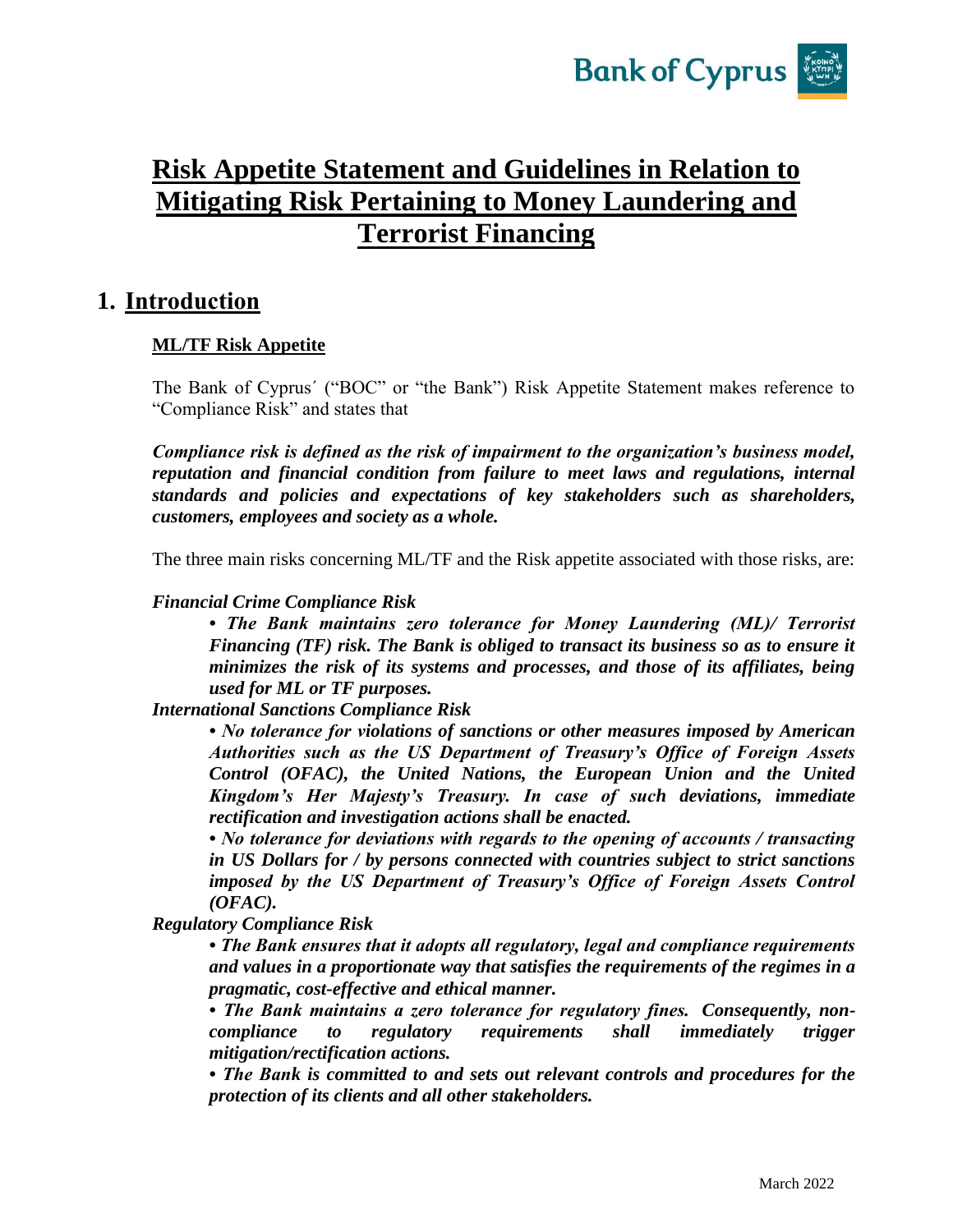# Risk Appetite Statement and Guidelines in Relation to Mitigating Risk Pertaining to Money Laundering and Terrorist Financing

## 1. Introduction

### ML/TF Risk Appetite

The Bank of Cyprus´ ("BOC" or "the Bank") Risk Appetite Statement makes reference to "Compliance Risk" and states that

***Compliance risk is defined as the risk of impairment to the organization's business model, reputation and financial condition from failure to meet laws and regulations, internal standards and policies and expectations of key stakeholders such as shareholders, customers, employees and society as a whole.***

The three main risks concerning ML/TF and the Risk appetite associated with those risks, are:

*Financial Crime Compliance Risk*

- ***The Bank maintains zero tolerance for Money Laundering (ML)/ Terrorist Financing (TF) risk. The Bank is obliged to transact its business so as to ensure it minimizes the risk of its systems and processes, and those of its affiliates, being used for ML or TF purposes.***

*International Sanctions Compliance Risk*

- ***No tolerance for violations of sanctions or other measures imposed by American Authorities such as the US Department of Treasury's Office of Foreign Assets Control (OFAC), the United Nations, the European Union and the United Kingdom's Her Majesty's Treasury. In case of such deviations, immediate rectification and investigation actions shall be enacted.***
- ***No tolerance for deviations with regards to the opening of accounts / transacting in US Dollars for / by persons connected with countries subject to strict sanctions imposed by the US Department of Treasury's Office of Foreign Assets Control (OFAC).***

*Regulatory Compliance Risk*

- ***The Bank ensures that it adopts all regulatory, legal and compliance requirements and values in a proportionate way that satisfies the requirements of the regimes in a pragmatic, cost-effective and ethical manner.***
- ***The Bank maintains a zero tolerance for regulatory fines. Consequently, non-compliance to regulatory requirements shall immediately trigger mitigation/rectification actions.***
- ***The Bank is committed to and sets out relevant controls and procedures for the protection of its clients and all other stakeholders.***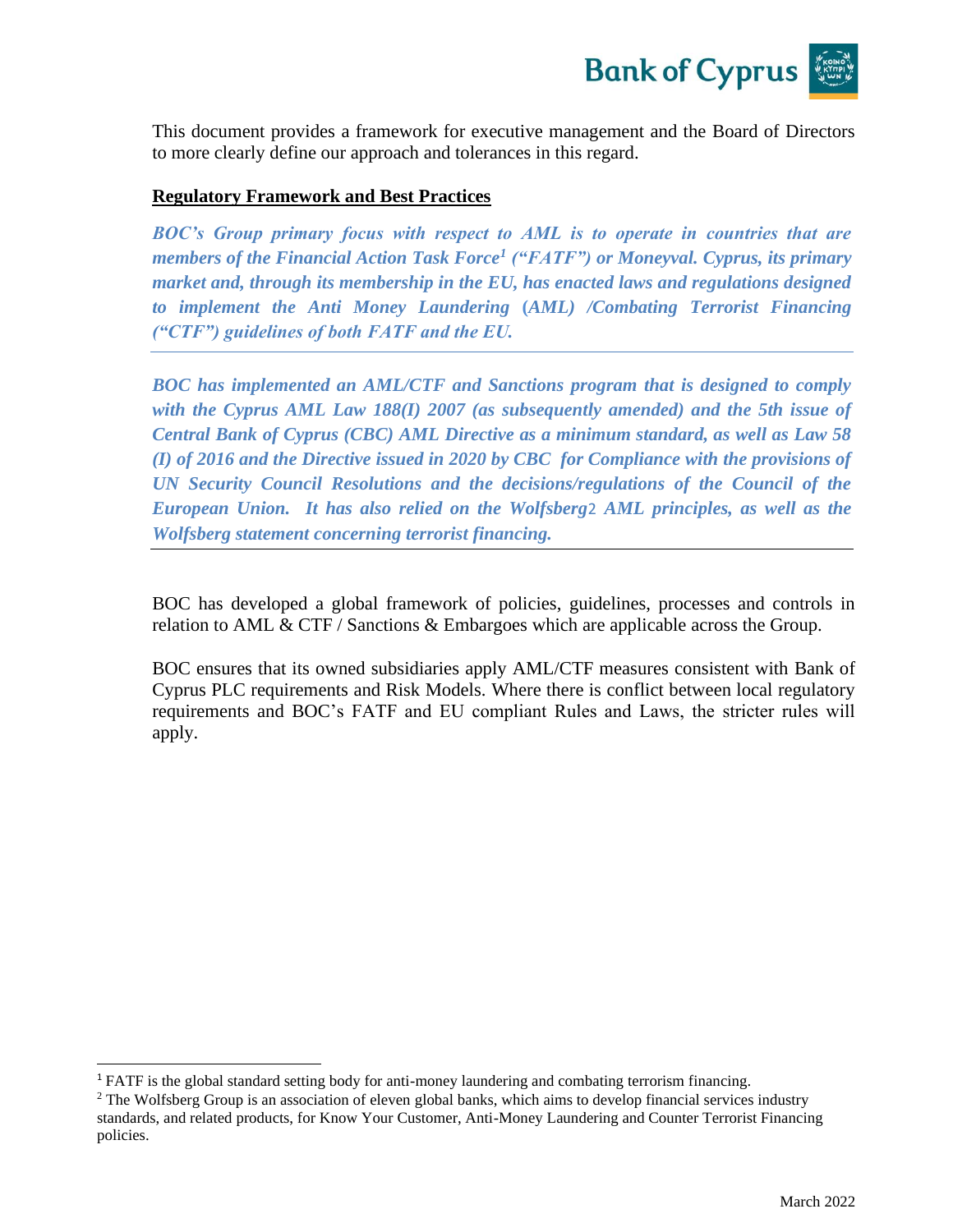This document provides a framework for executive management and the Board of Directors to more clearly define our approach and tolerances in this regard.

**Regulatory Framework and Best Practices**

***BOC's Group primary focus with respect to AML is to operate in countries that are members of the Financial Action Task Force[1] ("FATF") or Moneyval. Cyprus, its primary market and, through its membership in the EU, has enacted laws and regulations designed to implement the Anti Money Laundering (AML) /Combating Terrorist Financing ("CTF") guidelines of both FATF and the EU.***

***BOC has implemented an AML/CTF and Sanctions program that is designed to comply with the Cyprus AML Law 188(I) 2007 (as subsequently amended) and the 5th issue of Central Bank of Cyprus (CBC) AML Directive as a minimum standard, as well as Law 58 (I) of 2016 and the Directive issued in 2020 by CBC for Compliance with the provisions of UN Security Council Resolutions and the decisions/regulations of the Council of the European Union. It has also relied on the Wolfsberg[2] AML principles, as well as the Wolfsberg statement concerning terrorist financing.***

BOC has developed a global framework of policies, guidelines, processes and controls in relation to AML & CTF / Sanctions & Embargoes which are applicable across the Group.

BOC ensures that its owned subsidiaries apply AML/CTF measures consistent with Bank of Cyprus PLC requirements and Risk Models. Where there is conflict between local regulatory requirements and BOC's FATF and EU compliant Rules and Laws, the stricter rules will apply.

---

[1] FATF is the global standard setting body for anti-money laundering and combating terrorism financing.

[2] The Wolfsberg Group is an association of eleven global banks, which aims to develop financial services industry standards, and related products, for Know Your Customer, Anti-Money Laundering and Counter Terrorist Financing policies.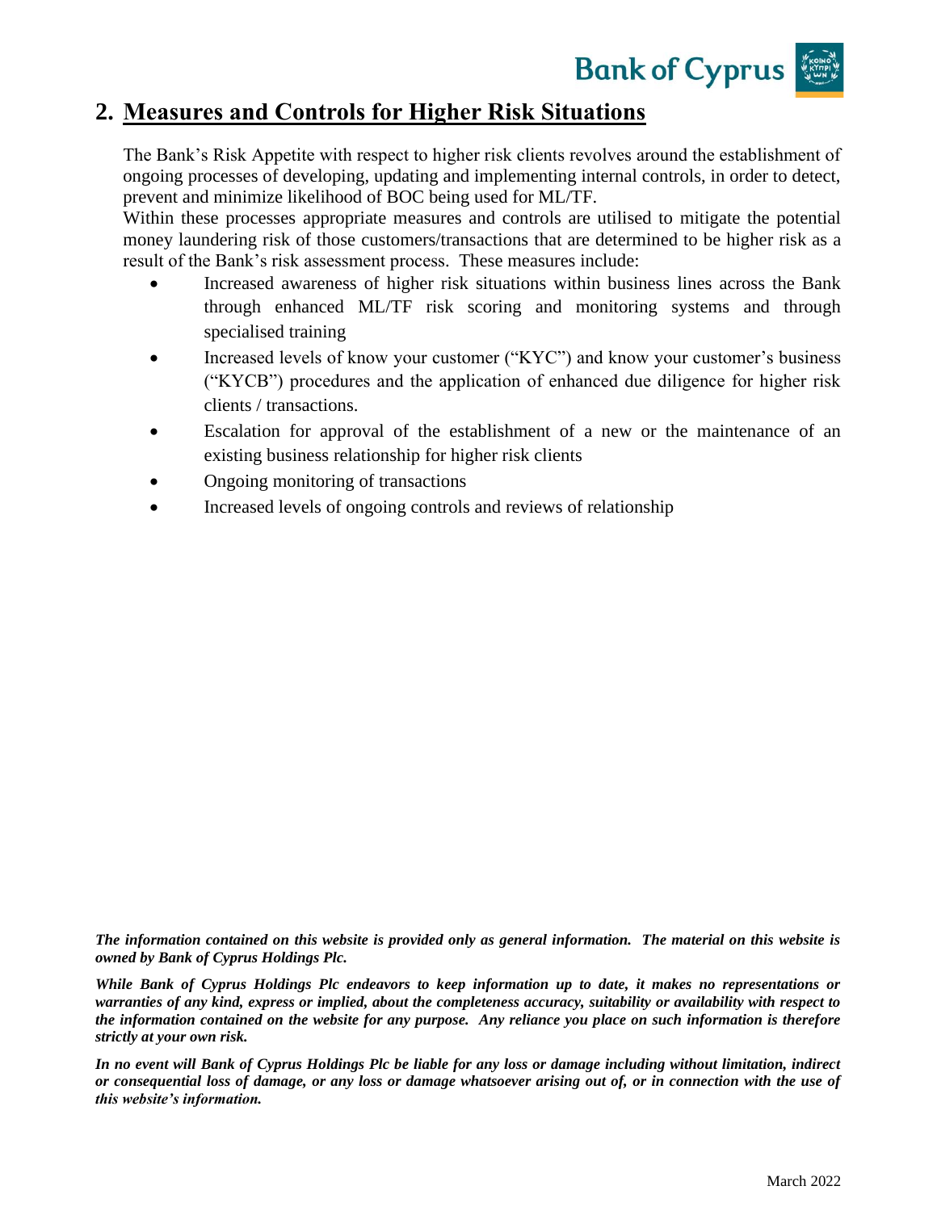## 2. Measures and Controls for Higher Risk Situations

The Bank's Risk Appetite with respect to higher risk clients revolves around the establishment of ongoing processes of developing, updating and implementing internal controls, in order to detect, prevent and minimize likelihood of BOC being used for ML/TF.

Within these processes appropriate measures and controls are utilised to mitigate the potential money laundering risk of those customers/transactions that are determined to be higher risk as a result of the Bank's risk assessment process. These measures include:

- Increased awareness of higher risk situations within business lines across the Bank through enhanced ML/TF risk scoring and monitoring systems and through specialised training
- Increased levels of know your customer ("KYC") and know your customer's business ("KYCB") procedures and the application of enhanced due diligence for higher risk clients / transactions.
- Escalation for approval of the establishment of a new or the maintenance of an existing business relationship for higher risk clients
- Ongoing monitoring of transactions
- Increased levels of ongoing controls and reviews of relationship

***The information contained on this website is provided only as general information. The material on this website is owned by Bank of Cyprus Holdings Plc.***

***While Bank of Cyprus Holdings Plc endeavors to keep information up to date, it makes no representations or warranties of any kind, express or implied, about the completeness accuracy, suitability or availability with respect to the information contained on the website for any purpose. Any reliance you place on such information is therefore strictly at your own risk.***

***In no event will Bank of Cyprus Holdings Plc be liable for any loss or damage including without limitation, indirect or consequential loss of damage, or any loss or damage whatsoever arising out of, or in connection with the use of this website's information.***

March 2022